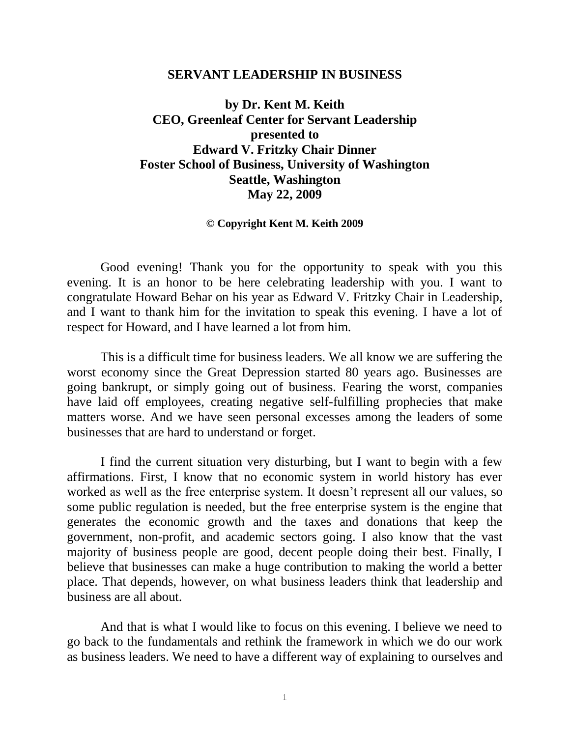# SERVANT LEADERSHIP IN BUSINESS

**by Dr. Kent M. Keith**
**CEO, Greenleaf Center for Servant Leadership**
**presented to**
**Edward V. Fritzky Chair Dinner**
**Foster School of Business, University of Washington**
**Seattle, Washington**
**May 22, 2009**

**© Copyright Kent M. Keith 2009**

Good evening! Thank you for the opportunity to speak with you this evening. It is an honor to be here celebrating leadership with you. I want to congratulate Howard Behar on his year as Edward V. Fritzky Chair in Leadership, and I want to thank him for the invitation to speak this evening. I have a lot of respect for Howard, and I have learned a lot from him.

This is a difficult time for business leaders. We all know we are suffering the worst economy since the Great Depression started 80 years ago. Businesses are going bankrupt, or simply going out of business. Fearing the worst, companies have laid off employees, creating negative self-fulfilling prophecies that make matters worse. And we have seen personal excesses among the leaders of some businesses that are hard to understand or forget.

I find the current situation very disturbing, but I want to begin with a few affirmations. First, I know that no economic system in world history has ever worked as well as the free enterprise system. It doesn't represent all our values, so some public regulation is needed, but the free enterprise system is the engine that generates the economic growth and the taxes and donations that keep the government, non-profit, and academic sectors going. I also know that the vast majority of business people are good, decent people doing their best. Finally, I believe that businesses can make a huge contribution to making the world a better place. That depends, however, on what business leaders think that leadership and business are all about.

And that is what I would like to focus on this evening. I believe we need to go back to the fundamentals and rethink the framework in which we do our work as business leaders. We need to have a different way of explaining to ourselves and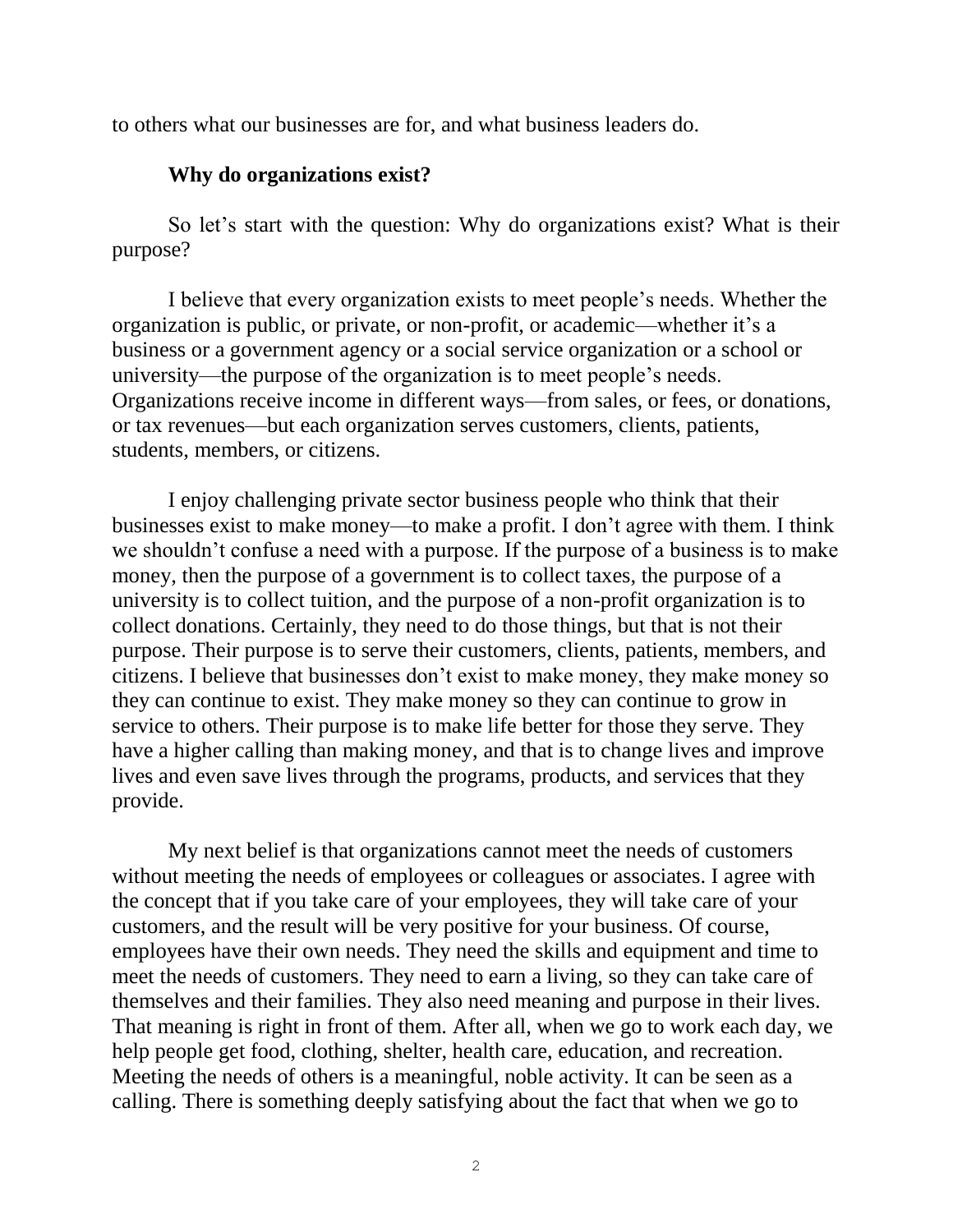to others what our businesses are for, and what business leaders do.

**Why do organizations exist?**

So let's start with the question: Why do organizations exist? What is their purpose?

I believe that every organization exists to meet people's needs. Whether the organization is public, or private, or non-profit, or academic—whether it's a business or a government agency or a social service organization or a school or university—the purpose of the organization is to meet people's needs. Organizations receive income in different ways—from sales, or fees, or donations, or tax revenues—but each organization serves customers, clients, patients, students, members, or citizens.

I enjoy challenging private sector business people who think that their businesses exist to make money—to make a profit. I don't agree with them. I think we shouldn't confuse a need with a purpose. If the purpose of a business is to make money, then the purpose of a government is to collect taxes, the purpose of a university is to collect tuition, and the purpose of a non-profit organization is to collect donations. Certainly, they need to do those things, but that is not their purpose. Their purpose is to serve their customers, clients, patients, members, and citizens. I believe that businesses don't exist to make money, they make money so they can continue to exist. They make money so they can continue to grow in service to others. Their purpose is to make life better for those they serve. They have a higher calling than making money, and that is to change lives and improve lives and even save lives through the programs, products, and services that they provide.

My next belief is that organizations cannot meet the needs of customers without meeting the needs of employees or colleagues or associates. I agree with the concept that if you take care of your employees, they will take care of your customers, and the result will be very positive for your business. Of course, employees have their own needs. They need the skills and equipment and time to meet the needs of customers. They need to earn a living, so they can take care of themselves and their families. They also need meaning and purpose in their lives. That meaning is right in front of them. After all, when we go to work each day, we help people get food, clothing, shelter, health care, education, and recreation. Meeting the needs of others is a meaningful, noble activity. It can be seen as a calling. There is something deeply satisfying about the fact that when we go to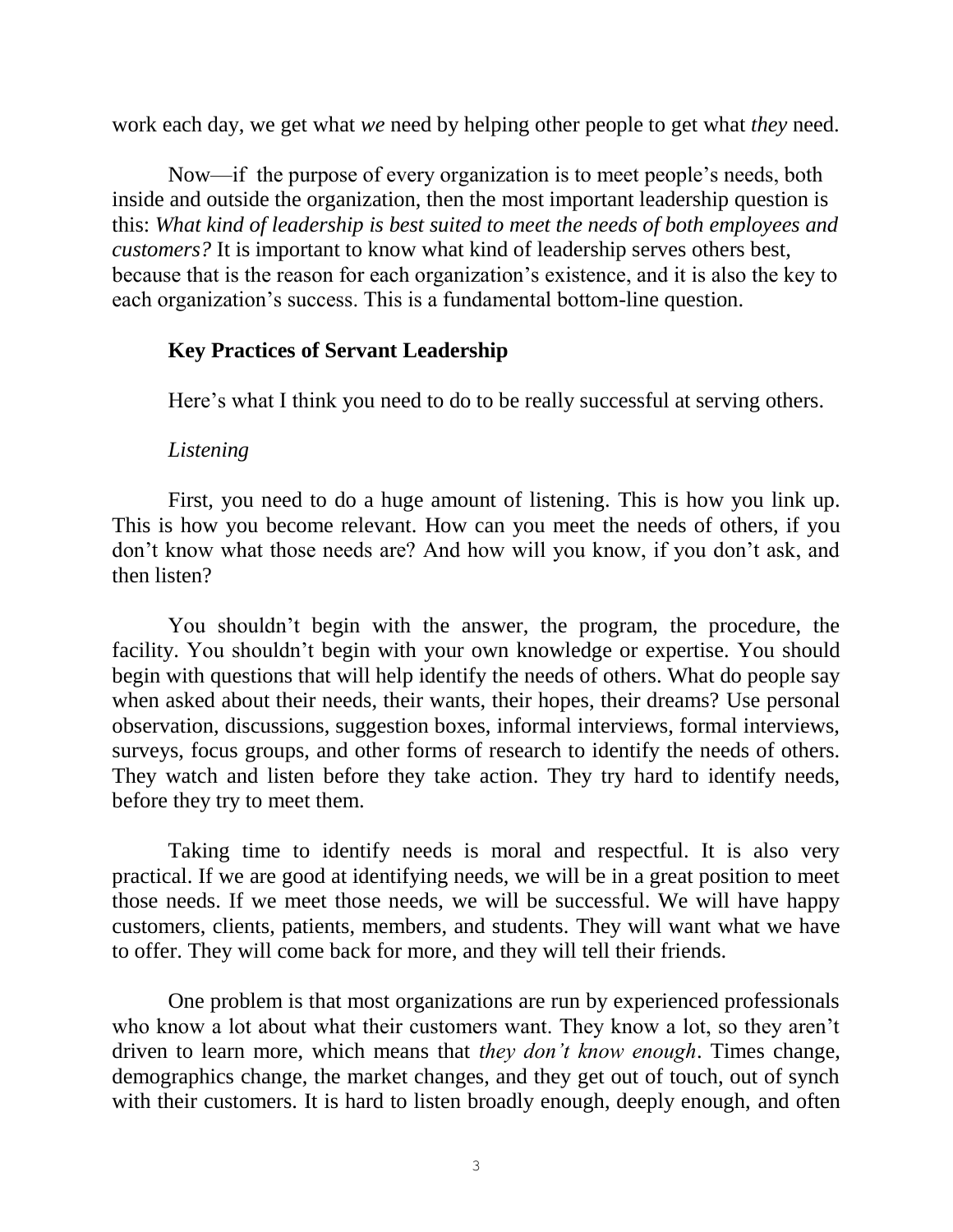work each day, we get what *we* need by helping other people to get what *they* need.

Now—if the purpose of every organization is to meet people's needs, both inside and outside the organization, then the most important leadership question is this: *What kind of leadership is best suited to meet the needs of both employees and customers?* It is important to know what kind of leadership serves others best, because that is the reason for each organization's existence, and it is also the key to each organization's success. This is a fundamental bottom-line question.

### Key Practices of Servant Leadership

Here's what I think you need to do to be really successful at serving others.

#### *Listening*

First, you need to do a huge amount of listening. This is how you link up. This is how you become relevant. How can you meet the needs of others, if you don't know what those needs are? And how will you know, if you don't ask, and then listen?

You shouldn't begin with the answer, the program, the procedure, the facility. You shouldn't begin with your own knowledge or expertise. You should begin with questions that will help identify the needs of others. What do people say when asked about their needs, their wants, their hopes, their dreams? Use personal observation, discussions, suggestion boxes, informal interviews, formal interviews, surveys, focus groups, and other forms of research to identify the needs of others. They watch and listen before they take action. They try hard to identify needs, before they try to meet them.

Taking time to identify needs is moral and respectful. It is also very practical. If we are good at identifying needs, we will be in a great position to meet those needs. If we meet those needs, we will be successful. We will have happy customers, clients, patients, members, and students. They will want what we have to offer. They will come back for more, and they will tell their friends.

One problem is that most organizations are run by experienced professionals who know a lot about what their customers want. They know a lot, so they aren't driven to learn more, which means that *they don't know enough*. Times change, demographics change, the market changes, and they get out of touch, out of synch with their customers. It is hard to listen broadly enough, deeply enough, and often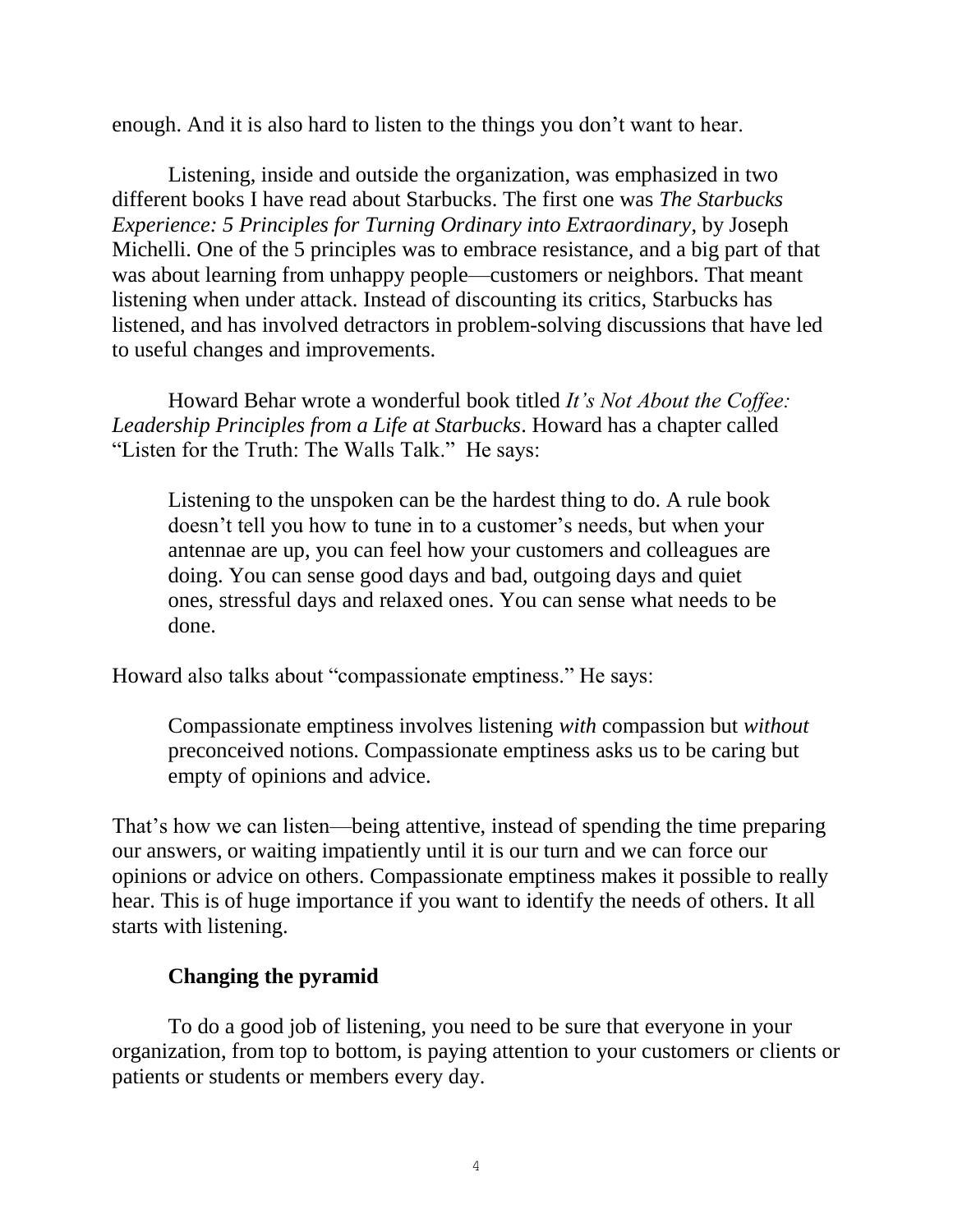enough. And it is also hard to listen to the things you don't want to hear.

Listening, inside and outside the organization, was emphasized in two different books I have read about Starbucks. The first one was *The Starbucks Experience: 5 Principles for Turning Ordinary into Extraordinary*, by Joseph Michelli. One of the 5 principles was to embrace resistance, and a big part of that was about learning from unhappy people—customers or neighbors. That meant listening when under attack. Instead of discounting its critics, Starbucks has listened, and has involved detractors in problem-solving discussions that have led to useful changes and improvements.

Howard Behar wrote a wonderful book titled *It's Not About the Coffee: Leadership Principles from a Life at Starbucks*. Howard has a chapter called "Listen for the Truth: The Walls Talk." He says:

> Listening to the unspoken can be the hardest thing to do. A rule book doesn't tell you how to tune in to a customer's needs, but when your antennae are up, you can feel how your customers and colleagues are doing. You can sense good days and bad, outgoing days and quiet ones, stressful days and relaxed ones. You can sense what needs to be done.

Howard also talks about "compassionate emptiness." He says:

> Compassionate emptiness involves listening *with* compassion but *without* preconceived notions. Compassionate emptiness asks us to be caring but empty of opinions and advice.

That's how we can listen—being attentive, instead of spending the time preparing our answers, or waiting impatiently until it is our turn and we can force our opinions or advice on others. Compassionate emptiness makes it possible to really hear. This is of huge importance if you want to identify the needs of others. It all starts with listening.

### Changing the pyramid

To do a good job of listening, you need to be sure that everyone in your organization, from top to bottom, is paying attention to your customers or clients or patients or students or members every day.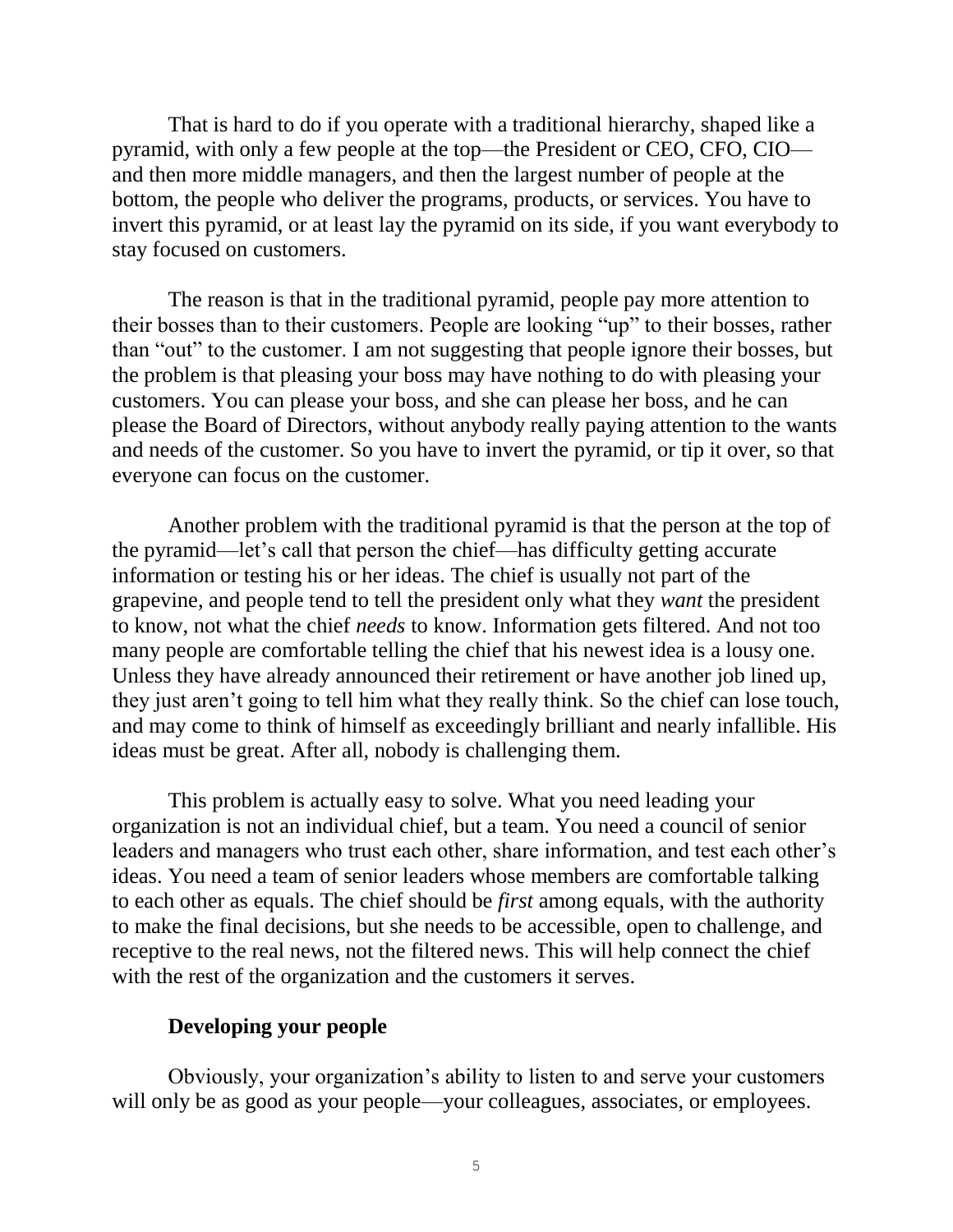That is hard to do if you operate with a traditional hierarchy, shaped like a pyramid, with only a few people at the top—the President or CEO, CFO, CIO—and then more middle managers, and then the largest number of people at the bottom, the people who deliver the programs, products, or services. You have to invert this pyramid, or at least lay the pyramid on its side, if you want everybody to stay focused on customers.

The reason is that in the traditional pyramid, people pay more attention to their bosses than to their customers. People are looking "up" to their bosses, rather than "out" to the customer. I am not suggesting that people ignore their bosses, but the problem is that pleasing your boss may have nothing to do with pleasing your customers. You can please your boss, and she can please her boss, and he can please the Board of Directors, without anybody really paying attention to the wants and needs of the customer. So you have to invert the pyramid, or tip it over, so that everyone can focus on the customer.

Another problem with the traditional pyramid is that the person at the top of the pyramid—let's call that person the chief—has difficulty getting accurate information or testing his or her ideas. The chief is usually not part of the grapevine, and people tend to tell the president only what they *want* the president to know, not what the chief *needs* to know. Information gets filtered. And not too many people are comfortable telling the chief that his newest idea is a lousy one. Unless they have already announced their retirement or have another job lined up, they just aren't going to tell him what they really think. So the chief can lose touch, and may come to think of himself as exceedingly brilliant and nearly infallible. His ideas must be great. After all, nobody is challenging them.

This problem is actually easy to solve. What you need leading your organization is not an individual chief, but a team. You need a council of senior leaders and managers who trust each other, share information, and test each other's ideas. You need a team of senior leaders whose members are comfortable talking to each other as equals. The chief should be *first* among equals, with the authority to make the final decisions, but she needs to be accessible, open to challenge, and receptive to the real news, not the filtered news. This will help connect the chief with the rest of the organization and the customers it serves.

### Developing your people

Obviously, your organization's ability to listen to and serve your customers will only be as good as your people—your colleagues, associates, or employees.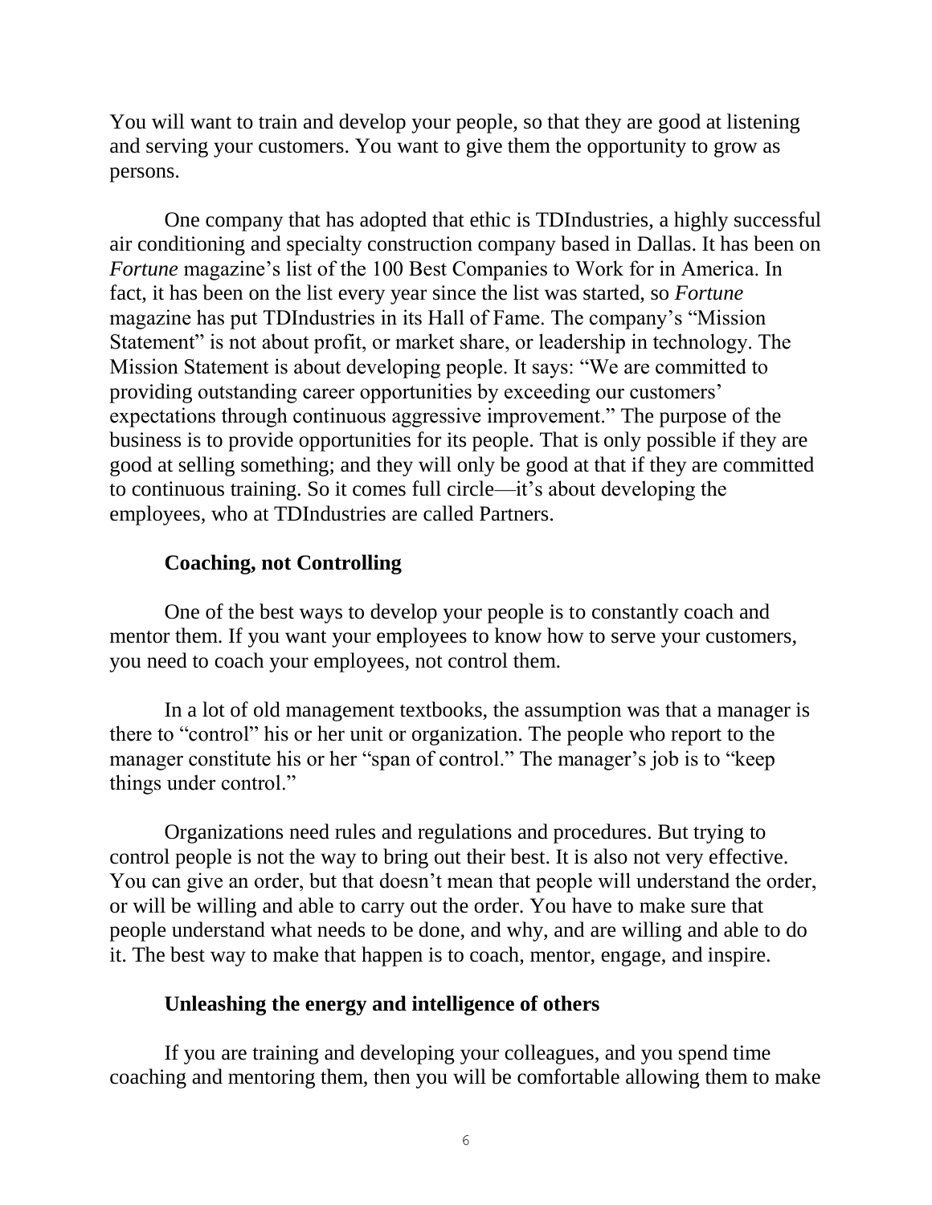You will want to train and develop your people, so that they are good at listening and serving your customers. You want to give them the opportunity to grow as persons.

One company that has adopted that ethic is TDIndustries, a highly successful air conditioning and specialty construction company based in Dallas. It has been on *Fortune* magazine's list of the 100 Best Companies to Work for in America. In fact, it has been on the list every year since the list was started, so *Fortune* magazine has put TDIndustries in its Hall of Fame. The company's "Mission Statement" is not about profit, or market share, or leadership in technology. The Mission Statement is about developing people. It says: "We are committed to providing outstanding career opportunities by exceeding our customers' expectations through continuous aggressive improvement." The purpose of the business is to provide opportunities for its people. That is only possible if they are good at selling something; and they will only be good at that if they are committed to continuous training. So it comes full circle—it's about developing the employees, who at TDIndustries are called Partners.

**Coaching, not Controlling**

One of the best ways to develop your people is to constantly coach and mentor them. If you want your employees to know how to serve your customers, you need to coach your employees, not control them.

In a lot of old management textbooks, the assumption was that a manager is there to "control" his or her unit or organization. The people who report to the manager constitute his or her "span of control." The manager's job is to "keep things under control."

Organizations need rules and regulations and procedures. But trying to control people is not the way to bring out their best. It is also not very effective. You can give an order, but that doesn't mean that people will understand the order, or will be willing and able to carry out the order. You have to make sure that people understand what needs to be done, and why, and are willing and able to do it. The best way to make that happen is to coach, mentor, engage, and inspire.

**Unleashing the energy and intelligence of others**

If you are training and developing your colleagues, and you spend time coaching and mentoring them, then you will be comfortable allowing them to make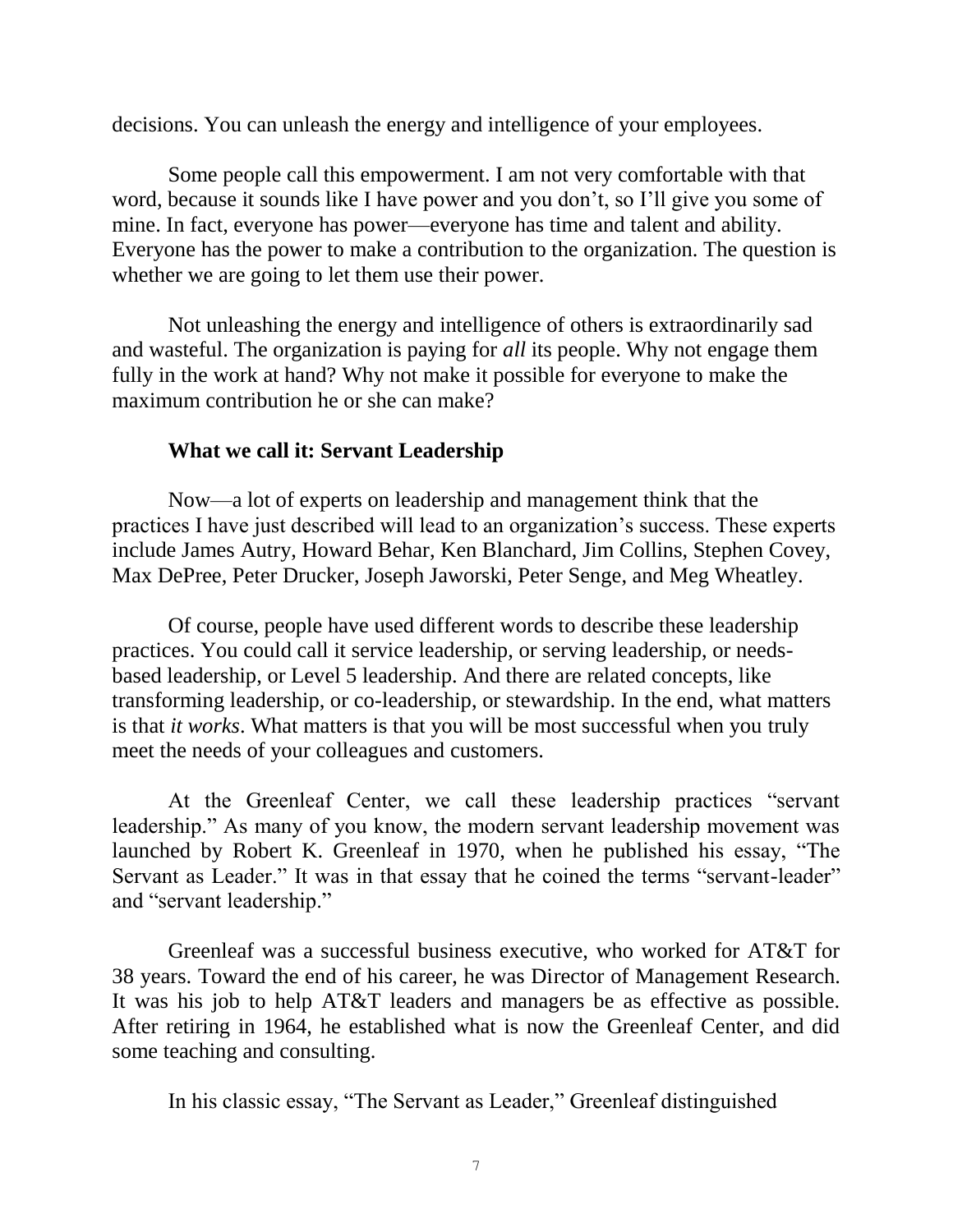decisions. You can unleash the energy and intelligence of your employees.

Some people call this empowerment. I am not very comfortable with that word, because it sounds like I have power and you don't, so I'll give you some of mine. In fact, everyone has power—everyone has time and talent and ability. Everyone has the power to make a contribution to the organization. The question is whether we are going to let them use their power.

Not unleashing the energy and intelligence of others is extraordinarily sad and wasteful. The organization is paying for *all* its people. Why not engage them fully in the work at hand? Why not make it possible for everyone to make the maximum contribution he or she can make?

**What we call it: Servant Leadership**

Now—a lot of experts on leadership and management think that the practices I have just described will lead to an organization's success. These experts include James Autry, Howard Behar, Ken Blanchard, Jim Collins, Stephen Covey, Max DePree, Peter Drucker, Joseph Jaworski, Peter Senge, and Meg Wheatley.

Of course, people have used different words to describe these leadership practices. You could call it service leadership, or serving leadership, or needs-based leadership, or Level 5 leadership. And there are related concepts, like transforming leadership, or co-leadership, or stewardship. In the end, what matters is that *it works*. What matters is that you will be most successful when you truly meet the needs of your colleagues and customers.

At the Greenleaf Center, we call these leadership practices "servant leadership." As many of you know, the modern servant leadership movement was launched by Robert K. Greenleaf in 1970, when he published his essay, "The Servant as Leader." It was in that essay that he coined the terms "servant-leader" and "servant leadership."

Greenleaf was a successful business executive, who worked for AT&T for 38 years. Toward the end of his career, he was Director of Management Research. It was his job to help AT&T leaders and managers be as effective as possible. After retiring in 1964, he established what is now the Greenleaf Center, and did some teaching and consulting.

In his classic essay, "The Servant as Leader," Greenleaf distinguished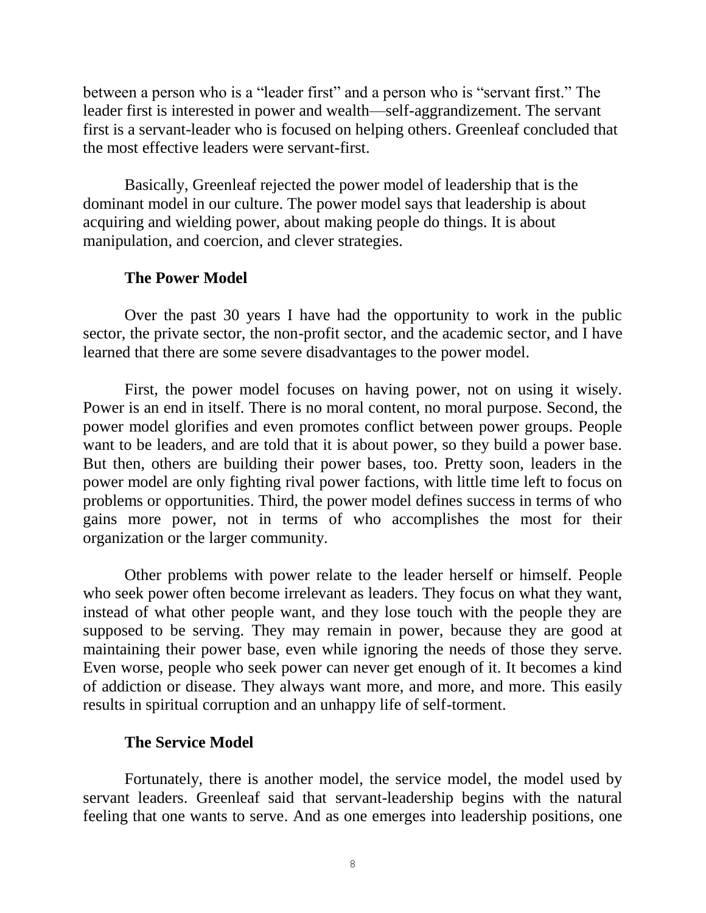between a person who is a "leader first" and a person who is "servant first." The leader first is interested in power and wealth—self-aggrandizement. The servant first is a servant-leader who is focused on helping others. Greenleaf concluded that the most effective leaders were servant-first.

Basically, Greenleaf rejected the power model of leadership that is the dominant model in our culture. The power model says that leadership is about acquiring and wielding power, about making people do things. It is about manipulation, and coercion, and clever strategies.

**The Power Model**

Over the past 30 years I have had the opportunity to work in the public sector, the private sector, the non-profit sector, and the academic sector, and I have learned that there are some severe disadvantages to the power model.

First, the power model focuses on having power, not on using it wisely. Power is an end in itself. There is no moral content, no moral purpose. Second, the power model glorifies and even promotes conflict between power groups. People want to be leaders, and are told that it is about power, so they build a power base. But then, others are building their power bases, too. Pretty soon, leaders in the power model are only fighting rival power factions, with little time left to focus on problems or opportunities. Third, the power model defines success in terms of who gains more power, not in terms of who accomplishes the most for their organization or the larger community.

Other problems with power relate to the leader herself or himself. People who seek power often become irrelevant as leaders. They focus on what they want, instead of what other people want, and they lose touch with the people they are supposed to be serving. They may remain in power, because they are good at maintaining their power base, even while ignoring the needs of those they serve. Even worse, people who seek power can never get enough of it. It becomes a kind of addiction or disease. They always want more, and more, and more. This easily results in spiritual corruption and an unhappy life of self-torment.

**The Service Model**

Fortunately, there is another model, the service model, the model used by servant leaders. Greenleaf said that servant-leadership begins with the natural feeling that one wants to serve. And as one emerges into leadership positions, one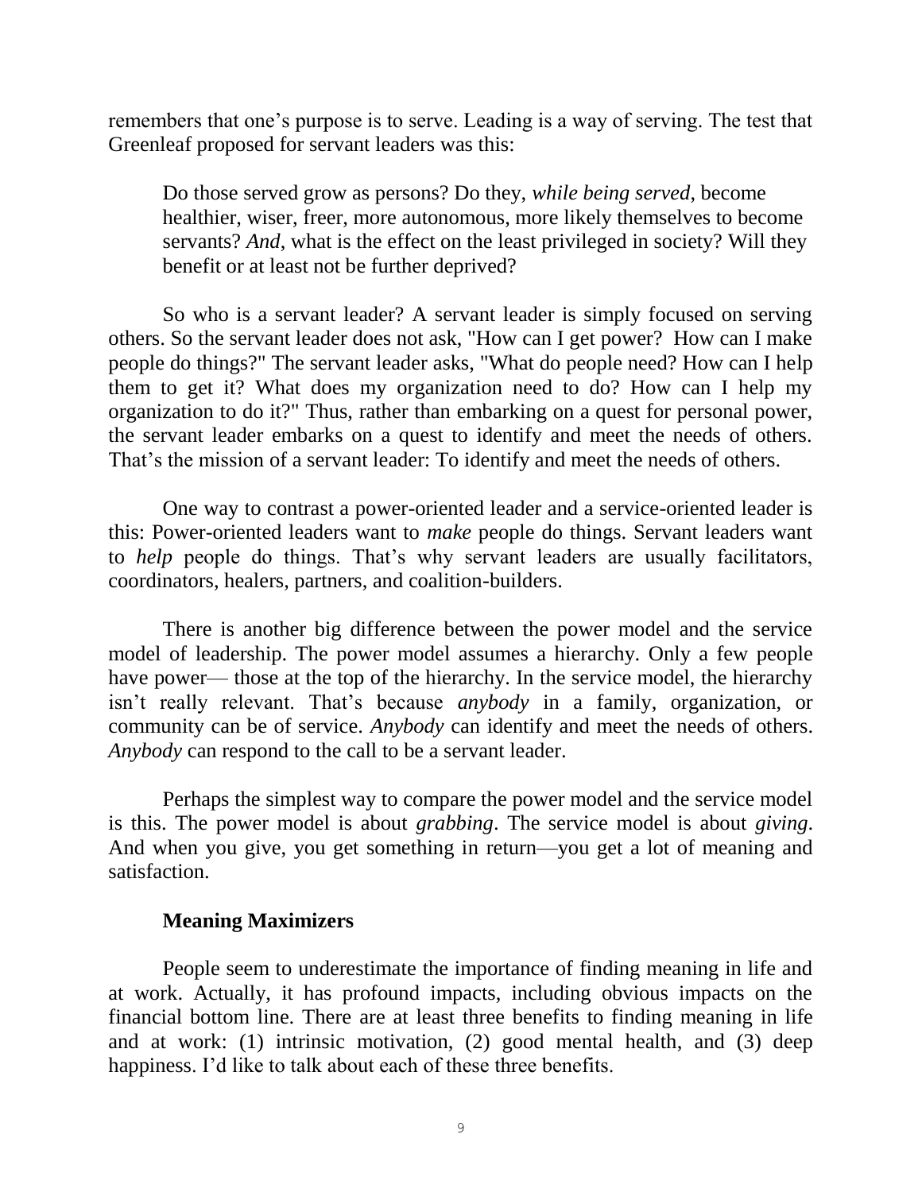remembers that one's purpose is to serve. Leading is a way of serving. The test that Greenleaf proposed for servant leaders was this:

> Do those served grow as persons? Do they, *while being served*, become healthier, wiser, freer, more autonomous, more likely themselves to become servants? *And*, what is the effect on the least privileged in society? Will they benefit or at least not be further deprived?

So who is a servant leader? A servant leader is simply focused on serving others. So the servant leader does not ask, "How can I get power? How can I make people do things?" The servant leader asks, "What do people need? How can I help them to get it? What does my organization need to do? How can I help my organization to do it?" Thus, rather than embarking on a quest for personal power, the servant leader embarks on a quest to identify and meet the needs of others. That's the mission of a servant leader: To identify and meet the needs of others.

One way to contrast a power-oriented leader and a service-oriented leader is this: Power-oriented leaders want to *make* people do things. Servant leaders want to *help* people do things. That's why servant leaders are usually facilitators, coordinators, healers, partners, and coalition-builders.

There is another big difference between the power model and the service model of leadership. The power model assumes a hierarchy. Only a few people have power— those at the top of the hierarchy. In the service model, the hierarchy isn't really relevant. That's because *anybody* in a family, organization, or community can be of service. *Anybody* can identify and meet the needs of others. *Anybody* can respond to the call to be a servant leader.

Perhaps the simplest way to compare the power model and the service model is this. The power model is about *grabbing*. The service model is about *giving*. And when you give, you get something in return—you get a lot of meaning and satisfaction.

**Meaning Maximizers**

People seem to underestimate the importance of finding meaning in life and at work. Actually, it has profound impacts, including obvious impacts on the financial bottom line. There are at least three benefits to finding meaning in life and at work: (1) intrinsic motivation, (2) good mental health, and (3) deep happiness. I'd like to talk about each of these three benefits.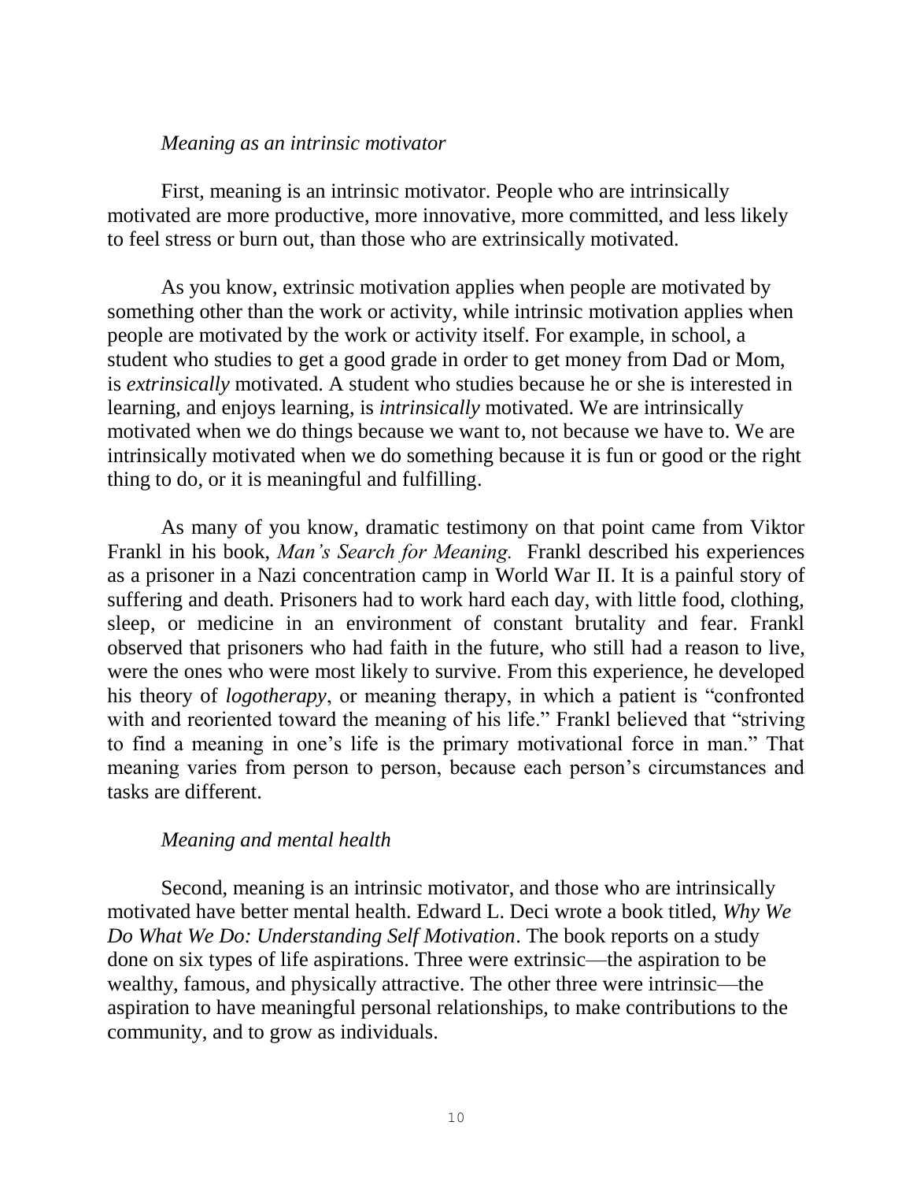*Meaning as an intrinsic motivator*

First, meaning is an intrinsic motivator. People who are intrinsically motivated are more productive, more innovative, more committed, and less likely to feel stress or burn out, than those who are extrinsically motivated.

As you know, extrinsic motivation applies when people are motivated by something other than the work or activity, while intrinsic motivation applies when people are motivated by the work or activity itself. For example, in school, a student who studies to get a good grade in order to get money from Dad or Mom, is *extrinsically* motivated. A student who studies because he or she is interested in learning, and enjoys learning, is *intrinsically* motivated. We are intrinsically motivated when we do things because we want to, not because we have to. We are intrinsically motivated when we do something because it is fun or good or the right thing to do, or it is meaningful and fulfilling.

As many of you know, dramatic testimony on that point came from Viktor Frankl in his book, *Man's Search for Meaning.* Frankl described his experiences as a prisoner in a Nazi concentration camp in World War II. It is a painful story of suffering and death. Prisoners had to work hard each day, with little food, clothing, sleep, or medicine in an environment of constant brutality and fear. Frankl observed that prisoners who had faith in the future, who still had a reason to live, were the ones who were most likely to survive. From this experience, he developed his theory of *logotherapy*, or meaning therapy, in which a patient is "confronted with and reoriented toward the meaning of his life." Frankl believed that "striving to find a meaning in one's life is the primary motivational force in man." That meaning varies from person to person, because each person's circumstances and tasks are different.

*Meaning and mental health*

Second, meaning is an intrinsic motivator, and those who are intrinsically motivated have better mental health. Edward L. Deci wrote a book titled, *Why We Do What We Do: Understanding Self Motivation*. The book reports on a study done on six types of life aspirations. Three were extrinsic—the aspiration to be wealthy, famous, and physically attractive. The other three were intrinsic—the aspiration to have meaningful personal relationships, to make contributions to the community, and to grow as individuals.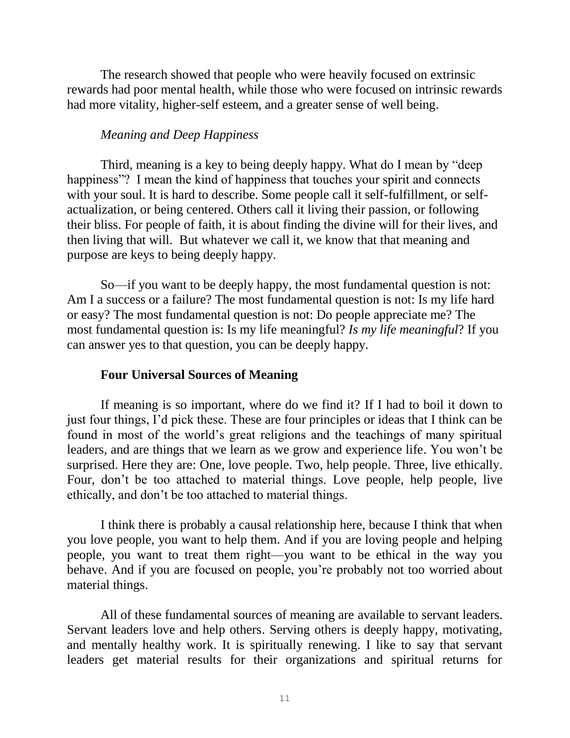The research showed that people who were heavily focused on extrinsic rewards had poor mental health, while those who were focused on intrinsic rewards had more vitality, higher-self esteem, and a greater sense of well being.

*Meaning and Deep Happiness*

Third, meaning is a key to being deeply happy. What do I mean by "deep happiness"? I mean the kind of happiness that touches your spirit and connects with your soul. It is hard to describe. Some people call it self-fulfillment, or self-actualization, or being centered. Others call it living their passion, or following their bliss. For people of faith, it is about finding the divine will for their lives, and then living that will. But whatever we call it, we know that that meaning and purpose are keys to being deeply happy.

So—if you want to be deeply happy, the most fundamental question is not: Am I a success or a failure? The most fundamental question is not: Is my life hard or easy? The most fundamental question is not: Do people appreciate me? The most fundamental question is: Is my life meaningful? *Is my life meaningful*? If you can answer yes to that question, you can be deeply happy.

## Four Universal Sources of Meaning

If meaning is so important, where do we find it? If I had to boil it down to just four things, I'd pick these. These are four principles or ideas that I think can be found in most of the world's great religions and the teachings of many spiritual leaders, and are things that we learn as we grow and experience life. You won't be surprised. Here they are: One, love people. Two, help people. Three, live ethically. Four, don't be too attached to material things. Love people, help people, live ethically, and don't be too attached to material things.

I think there is probably a causal relationship here, because I think that when you love people, you want to help them. And if you are loving people and helping people, you want to treat them right—you want to be ethical in the way you behave. And if you are focused on people, you're probably not too worried about material things.

All of these fundamental sources of meaning are available to servant leaders. Servant leaders love and help others. Serving others is deeply happy, motivating, and mentally healthy work. It is spiritually renewing. I like to say that servant leaders get material results for their organizations and spiritual returns for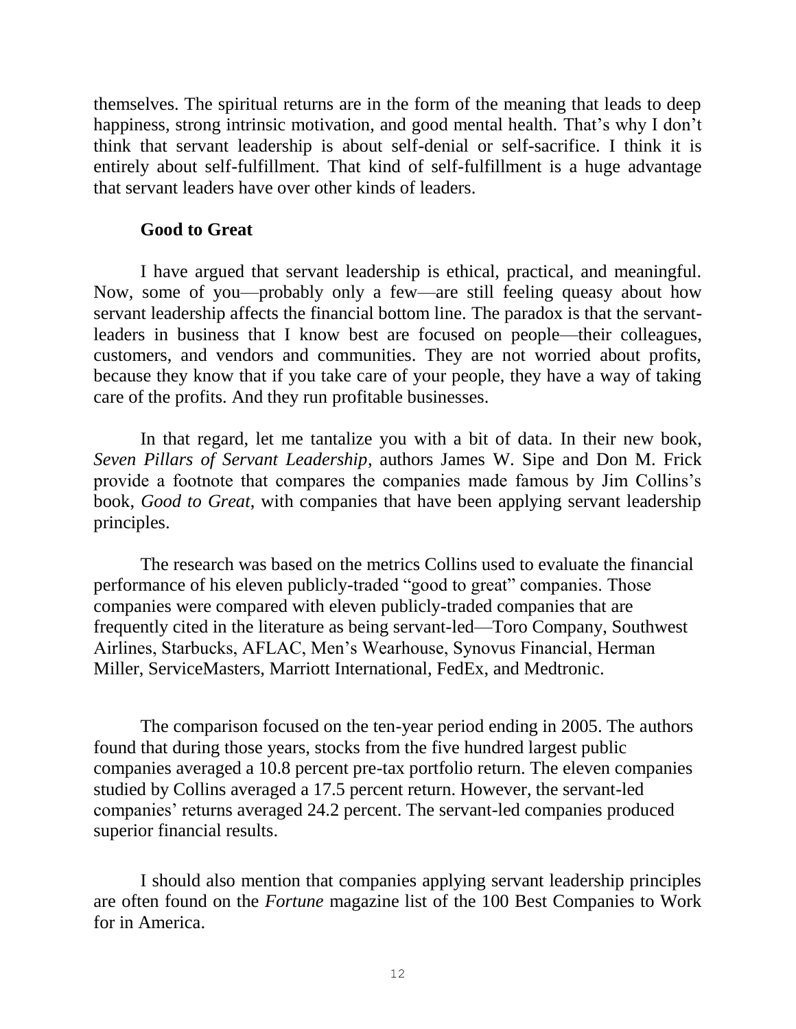themselves. The spiritual returns are in the form of the meaning that leads to deep happiness, strong intrinsic motivation, and good mental health. That's why I don't think that servant leadership is about self-denial or self-sacrifice. I think it is entirely about self-fulfillment. That kind of self-fulfillment is a huge advantage that servant leaders have over other kinds of leaders.

### Good to Great

I have argued that servant leadership is ethical, practical, and meaningful. Now, some of you—probably only a few—are still feeling queasy about how servant leadership affects the financial bottom line. The paradox is that the servant-leaders in business that I know best are focused on people—their colleagues, customers, and vendors and communities. They are not worried about profits, because they know that if you take care of your people, they have a way of taking care of the profits. And they run profitable businesses.

In that regard, let me tantalize you with a bit of data. In their new book, *Seven Pillars of Servant Leadership*, authors James W. Sipe and Don M. Frick provide a footnote that compares the companies made famous by Jim Collins's book, *Good to Great*, with companies that have been applying servant leadership principles.

The research was based on the metrics Collins used to evaluate the financial performance of his eleven publicly-traded "good to great" companies. Those companies were compared with eleven publicly-traded companies that are frequently cited in the literature as being servant-led—Toro Company, Southwest Airlines, Starbucks, AFLAC, Men's Wearhouse, Synovus Financial, Herman Miller, ServiceMasters, Marriott International, FedEx, and Medtronic.

The comparison focused on the ten-year period ending in 2005. The authors found that during those years, stocks from the five hundred largest public companies averaged a 10.8 percent pre-tax portfolio return. The eleven companies studied by Collins averaged a 17.5 percent return. However, the servant-led companies' returns averaged 24.2 percent. The servant-led companies produced superior financial results.

I should also mention that companies applying servant leadership principles are often found on the *Fortune* magazine list of the 100 Best Companies to Work for in America.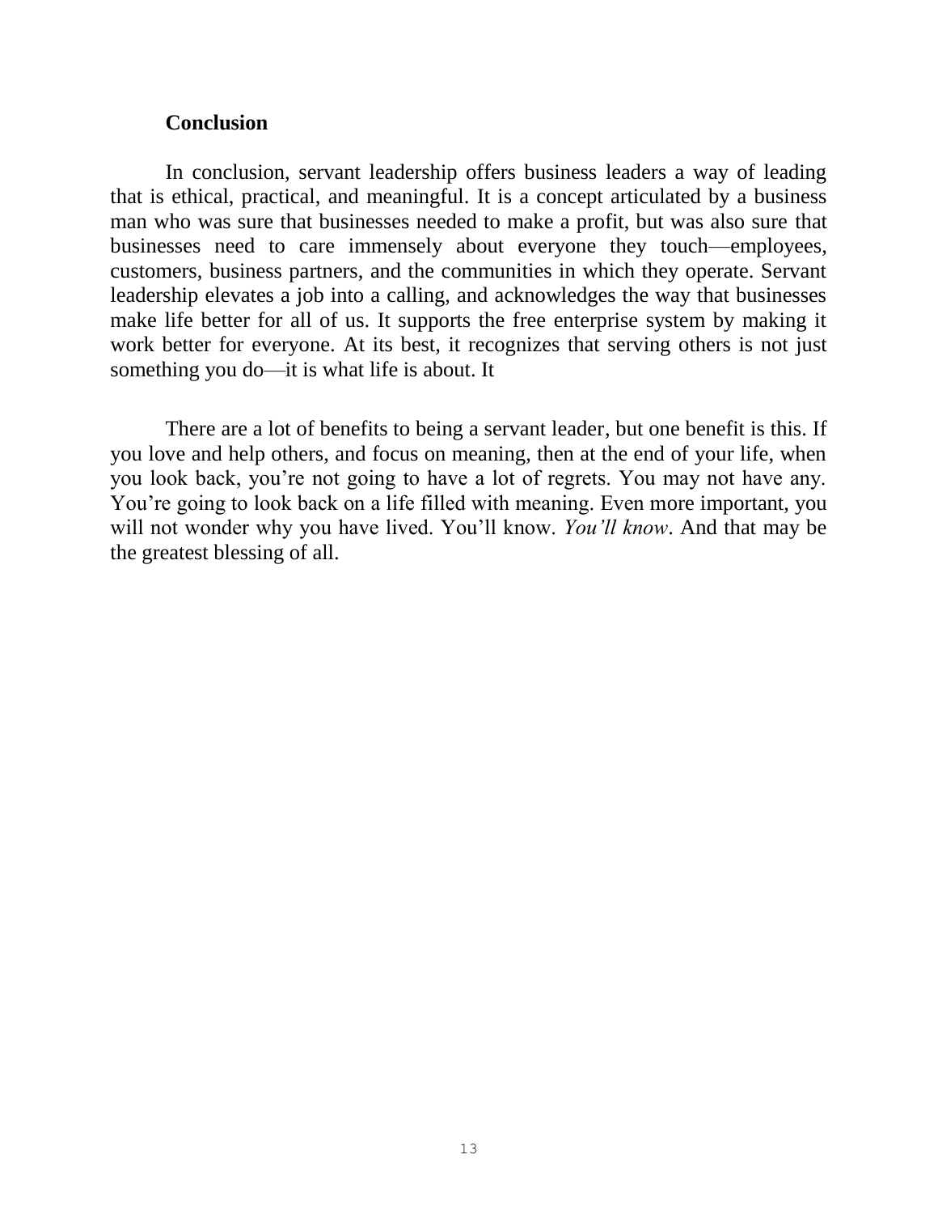## Conclusion

In conclusion, servant leadership offers business leaders a way of leading that is ethical, practical, and meaningful. It is a concept articulated by a business man who was sure that businesses needed to make a profit, but was also sure that businesses need to care immensely about everyone they touch—employees, customers, business partners, and the communities in which they operate. Servant leadership elevates a job into a calling, and acknowledges the way that businesses make life better for all of us. It supports the free enterprise system by making it work better for everyone. At its best, it recognizes that serving others is not just something you do—it is what life is about. It

There are a lot of benefits to being a servant leader, but one benefit is this. If you love and help others, and focus on meaning, then at the end of your life, when you look back, you're not going to have a lot of regrets. You may not have any. You're going to look back on a life filled with meaning. Even more important, you will not wonder why you have lived. You'll know. *You'll know*. And that may be the greatest blessing of all.